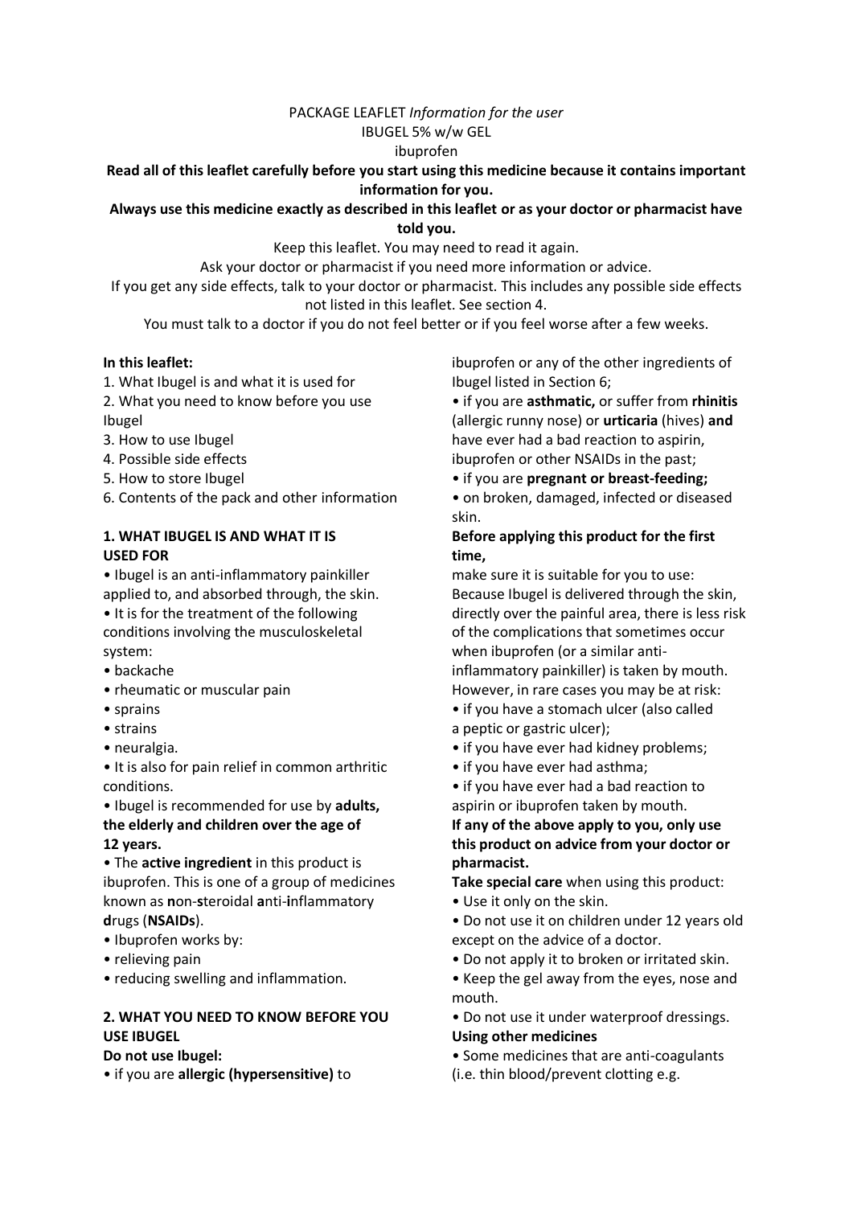PACKAGE LEAFLET *Information for the user*

IBUGEL 5% w/w GEL

ibuprofen

**Read all of this leaflet carefully before you start using this medicine because it contains important information for you.**

**Always use this medicine exactly as described in this leaflet or as your doctor or pharmacist have told you.**

Keep this leaflet. You may need to read it again.

Ask your doctor or pharmacist if you need more information or advice.

If you get any side effects, talk to your doctor or pharmacist. This includes any possible side effects not listed in this leaflet. See section 4.

You must talk to a doctor if you do not feel better or if you feel worse after a few weeks.

**In this leaflet:**

1. What Ibugel is and what it is used for
2. What you need to know before you use Ibugel
3. How to use Ibugel
4. Possible side effects
5. How to store Ibugel
6. Contents of the pack and other information

## 1. WHAT IBUGEL IS AND WHAT IT IS USED FOR

- Ibugel is an anti-inflammatory painkiller applied to, and absorbed through, the skin.
- It is for the treatment of the following conditions involving the musculoskeletal system:
- backache
- rheumatic or muscular pain
- sprains
- strains
- neuralgia.
- It is also for pain relief in common arthritic conditions.
- Ibugel is recommended for use by **adults, the elderly and children over the age of 12 years.**
- The **active ingredient** in this product is ibuprofen. This is one of a group of medicines known as **n**on-**s**teroidal **a**nti-**i**nflammatory **d**rugs (**NSAIDs**).
- Ibuprofen works by:
- relieving pain
- reducing swelling and inflammation.

## 2. WHAT YOU NEED TO KNOW BEFORE YOU USE IBUGEL

**Do not use Ibugel:**

- if you are **allergic (hypersensitive)** to ibuprofen or any of the other ingredients of Ibugel listed in Section 6;
- if you are **asthmatic,** or suffer from **rhinitis** (allergic runny nose) or **urticaria** (hives) **and** have ever had a bad reaction to aspirin, ibuprofen or other NSAIDs in the past;
- if you are **pregnant or breast-feeding;**
- on broken, damaged, infected or diseased skin.

**Before applying this product for the first time,**

make sure it is suitable for you to use: Because Ibugel is delivered through the skin, directly over the painful area, there is less risk of the complications that sometimes occur when ibuprofen (or a similar anti-inflammatory painkiller) is taken by mouth. However, in rare cases you may be at risk:

- if you have a stomach ulcer (also called a peptic or gastric ulcer);
- if you have ever had kidney problems;
- if you have ever had asthma;
- if you have ever had a bad reaction to aspirin or ibuprofen taken by mouth.

**If any of the above apply to you, only use this product on advice from your doctor or pharmacist.**

**Take special care** when using this product:

- Use it only on the skin.
- Do not use it on children under 12 years old except on the advice of a doctor.
- Do not apply it to broken or irritated skin.
- Keep the gel away from the eyes, nose and mouth.
- Do not use it under waterproof dressings.

**Using other medicines**

- Some medicines that are anti-coagulants (i.e. thin blood/prevent clotting e.g.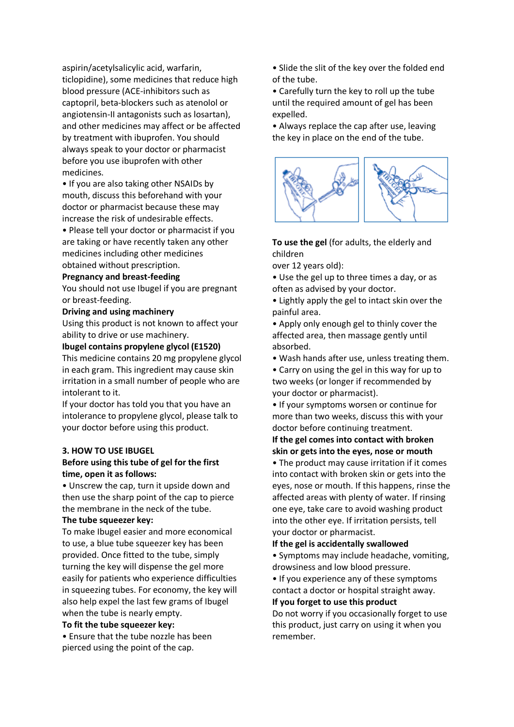aspirin/acetylsalicylic acid, warfarin, ticlopidine), some medicines that reduce high blood pressure (ACE-inhibitors such as captopril, beta-blockers such as atenolol or angiotensin-II antagonists such as losartan), and other medicines may affect or be affected by treatment with ibuprofen. You should always speak to your doctor or pharmacist before you use ibuprofen with other medicines.

- If you are also taking other NSAIDs by mouth, discuss this beforehand with your doctor or pharmacist because these may increase the risk of undesirable effects.
- Please tell your doctor or pharmacist if you are taking or have recently taken any other medicines including other medicines obtained without prescription.

**Pregnancy and breast-feeding**

You should not use Ibugel if you are pregnant or breast-feeding.

**Driving and using machinery**

Using this product is not known to affect your ability to drive or use machinery.

**Ibugel contains propylene glycol (E1520)**

This medicine contains 20 mg propylene glycol in each gram. This ingredient may cause skin irritation in a small number of people who are intolerant to it.

If your doctor has told you that you have an intolerance to propylene glycol, please talk to your doctor before using this product.

## 3. HOW TO USE IBUGEL

**Before using this tube of gel for the first time, open it as follows:**

- Unscrew the cap, turn it upside down and then use the sharp point of the cap to pierce the membrane in the neck of the tube.

**The tube squeezer key:**

To make Ibugel easier and more economical to use, a blue tube squeezer key has been provided. Once fitted to the tube, simply turning the key will dispense the gel more easily for patients who experience difficulties in squeezing tubes. For economy, the key will also help expel the last few grams of Ibugel when the tube is nearly empty.

**To fit the tube squeezer key:**

- Ensure that the tube nozzle has been pierced using the point of the cap.
- Slide the slit of the key over the folded end of the tube.
- Carefully turn the key to roll up the tube until the required amount of gel has been expelled.
- Always replace the cap after use, leaving the key in place on the end of the tube.

**To use the gel** (for adults, the elderly and children over 12 years old):

- Use the gel up to three times a day, or as often as advised by your doctor.
- Lightly apply the gel to intact skin over the painful area.
- Apply only enough gel to thinly cover the affected area, then massage gently until absorbed.
- Wash hands after use, unless treating them.
- Carry on using the gel in this way for up to two weeks (or longer if recommended by your doctor or pharmacist).
- If your symptoms worsen or continue for more than two weeks, discuss this with your doctor before continuing treatment.

**If the gel comes into contact with broken skin or gets into the eyes, nose or mouth**

- The product may cause irritation if it comes into contact with broken skin or gets into the eyes, nose or mouth. If this happens, rinse the affected areas with plenty of water. If rinsing one eye, take care to avoid washing product into the other eye. If irritation persists, tell your doctor or pharmacist.

**If the gel is accidentally swallowed**

- Symptoms may include headache, vomiting, drowsiness and low blood pressure.
- If you experience any of these symptoms contact a doctor or hospital straight away.

**If you forget to use this product**

Do not worry if you occasionally forget to use this product, just carry on using it when you remember.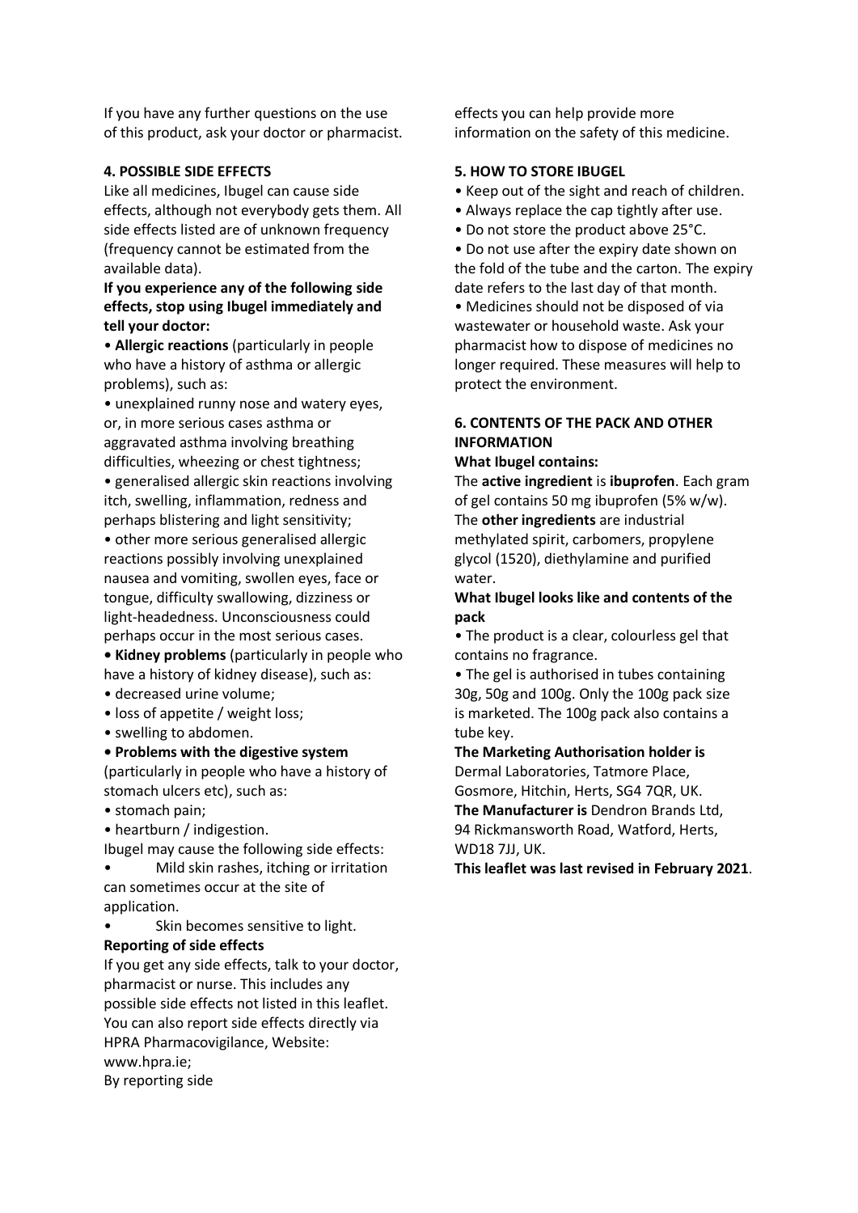If you have any further questions on the use of this product, ask your doctor or pharmacist.

## 4. POSSIBLE SIDE EFFECTS

Like all medicines, Ibugel can cause side effects, although not everybody gets them. All side effects listed are of unknown frequency (frequency cannot be estimated from the available data).

**If you experience any of the following side effects, stop using Ibugel immediately and tell your doctor:**

- **Allergic reactions** (particularly in people who have a history of asthma or allergic problems), such as:
- unexplained runny nose and watery eyes, or, in more serious cases asthma or aggravated asthma involving breathing difficulties, wheezing or chest tightness;
- generalised allergic skin reactions involving itch, swelling, inflammation, redness and perhaps blistering and light sensitivity;
- other more serious generalised allergic reactions possibly involving unexplained nausea and vomiting, swollen eyes, face or tongue, difficulty swallowing, dizziness or light-headedness. Unconsciousness could perhaps occur in the most serious cases.
- **Kidney problems** (particularly in people who have a history of kidney disease), such as:
- decreased urine volume;
- loss of appetite / weight loss;
- swelling to abdomen.
- **Problems with the digestive system** (particularly in people who have a history of stomach ulcers etc), such as:
- stomach pain;
- heartburn / indigestion.

Ibugel may cause the following side effects:

- Mild skin rashes, itching or irritation can sometimes occur at the site of application.
- Skin becomes sensitive to light.

**Reporting of side effects**

If you get any side effects, talk to your doctor, pharmacist or nurse. This includes any possible side effects not listed in this leaflet. You can also report side effects directly via HPRA Pharmacovigilance, Website: www.hpra.ie;
By reporting side effects you can help provide more information on the safety of this medicine.

## 5. HOW TO STORE IBUGEL

- Keep out of the sight and reach of children.
- Always replace the cap tightly after use.
- Do not store the product above 25°C.
- Do not use after the expiry date shown on the fold of the tube and the carton. The expiry date refers to the last day of that month.
- Medicines should not be disposed of via wastewater or household waste. Ask your pharmacist how to dispose of medicines no longer required. These measures will help to protect the environment.

## 6. CONTENTS OF THE PACK AND OTHER INFORMATION

**What Ibugel contains:**

The **active ingredient** is **ibuprofen**. Each gram of gel contains 50 mg ibuprofen (5% w/w).
The **other ingredients** are industrial methylated spirit, carbomers, propylene glycol (1520), diethylamine and purified water.

**What Ibugel looks like and contents of the pack**

- The product is a clear, colourless gel that contains no fragrance.
- The gel is authorised in tubes containing 30g, 50g and 100g. Only the 100g pack size is marketed. The 100g pack also contains a tube key.

**The Marketing Authorisation holder is** Dermal Laboratories, Tatmore Place, Gosmore, Hitchin, Herts, SG4 7QR, UK.
**The Manufacturer is** Dendron Brands Ltd, 94 Rickmansworth Road, Watford, Herts, WD18 7JJ, UK.

**This leaflet was last revised in February 2021**.